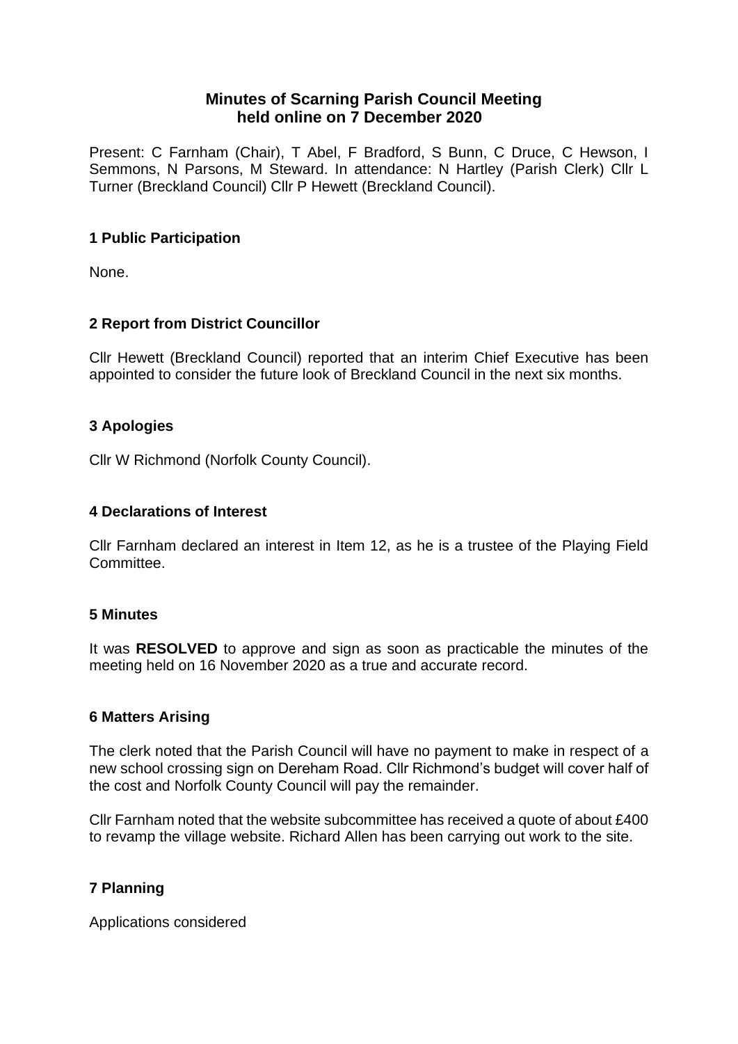# Minutes of Scarning Parish Council Meeting held online on 7 December 2020

Present: C Farnham (Chair), T Abel, F Bradford, S Bunn, C Druce, C Hewson, I Semmons, N Parsons, M Steward. In attendance: N Hartley (Parish Clerk) Cllr L Turner (Breckland Council) Cllr P Hewett (Breckland Council).

## 1 Public Participation

None.

## 2 Report from District Councillor

Cllr Hewett (Breckland Council) reported that an interim Chief Executive has been appointed to consider the future look of Breckland Council in the next six months.

## 3 Apologies

Cllr W Richmond (Norfolk County Council).

## 4 Declarations of Interest

Cllr Farnham declared an interest in Item 12, as he is a trustee of the Playing Field Committee.

## 5 Minutes

It was **RESOLVED** to approve and sign as soon as practicable the minutes of the meeting held on 16 November 2020 as a true and accurate record.

## 6 Matters Arising

The clerk noted that the Parish Council will have no payment to make in respect of a new school crossing sign on Dereham Road. Cllr Richmond's budget will cover half of the cost and Norfolk County Council will pay the remainder.

Cllr Farnham noted that the website subcommittee has received a quote of about £400 to revamp the village website. Richard Allen has been carrying out work to the site.

## 7 Planning

Applications considered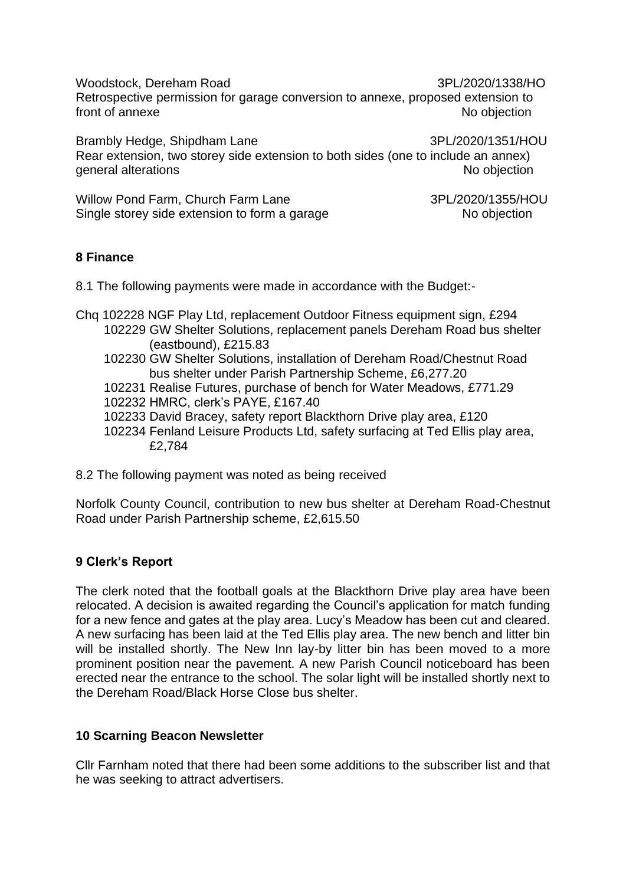Woodstock, Dereham Road 3PL/2020/1338/HO
Retrospective permission for garage conversion to annexe, proposed extension to front of annexe No objection

Brambly Hedge, Shipdham Lane 3PL/2020/1351/HOU
Rear extension, two storey side extension to both sides (one to include an annex) general alterations No objection

Willow Pond Farm, Church Farm Lane 3PL/2020/1355/HOU
Single storey side extension to form a garage No objection

## 8 Finance

8.1 The following payments were made in accordance with the Budget:-

Chq 102228 NGF Play Ltd, replacement Outdoor Fitness equipment sign, £294
102229 GW Shelter Solutions, replacement panels Dereham Road bus shelter (eastbound), £215.83
102230 GW Shelter Solutions, installation of Dereham Road/Chestnut Road bus shelter under Parish Partnership Scheme, £6,277.20
102231 Realise Futures, purchase of bench for Water Meadows, £771.29
102232 HMRC, clerk's PAYE, £167.40
102233 David Bracey, safety report Blackthorn Drive play area, £120
102234 Fenland Leisure Products Ltd, safety surfacing at Ted Ellis play area, £2,784

8.2 The following payment was noted as being received

Norfolk County Council, contribution to new bus shelter at Dereham Road-Chestnut Road under Parish Partnership scheme, £2,615.50

## 9 Clerk's Report

The clerk noted that the football goals at the Blackthorn Drive play area have been relocated. A decision is awaited regarding the Council's application for match funding for a new fence and gates at the play area. Lucy's Meadow has been cut and cleared. A new surfacing has been laid at the Ted Ellis play area. The new bench and litter bin will be installed shortly. The New Inn lay-by litter bin has been moved to a more prominent position near the pavement. A new Parish Council noticeboard has been erected near the entrance to the school. The solar light will be installed shortly next to the Dereham Road/Black Horse Close bus shelter.

## 10 Scarning Beacon Newsletter

Cllr Farnham noted that there had been some additions to the subscriber list and that he was seeking to attract advertisers.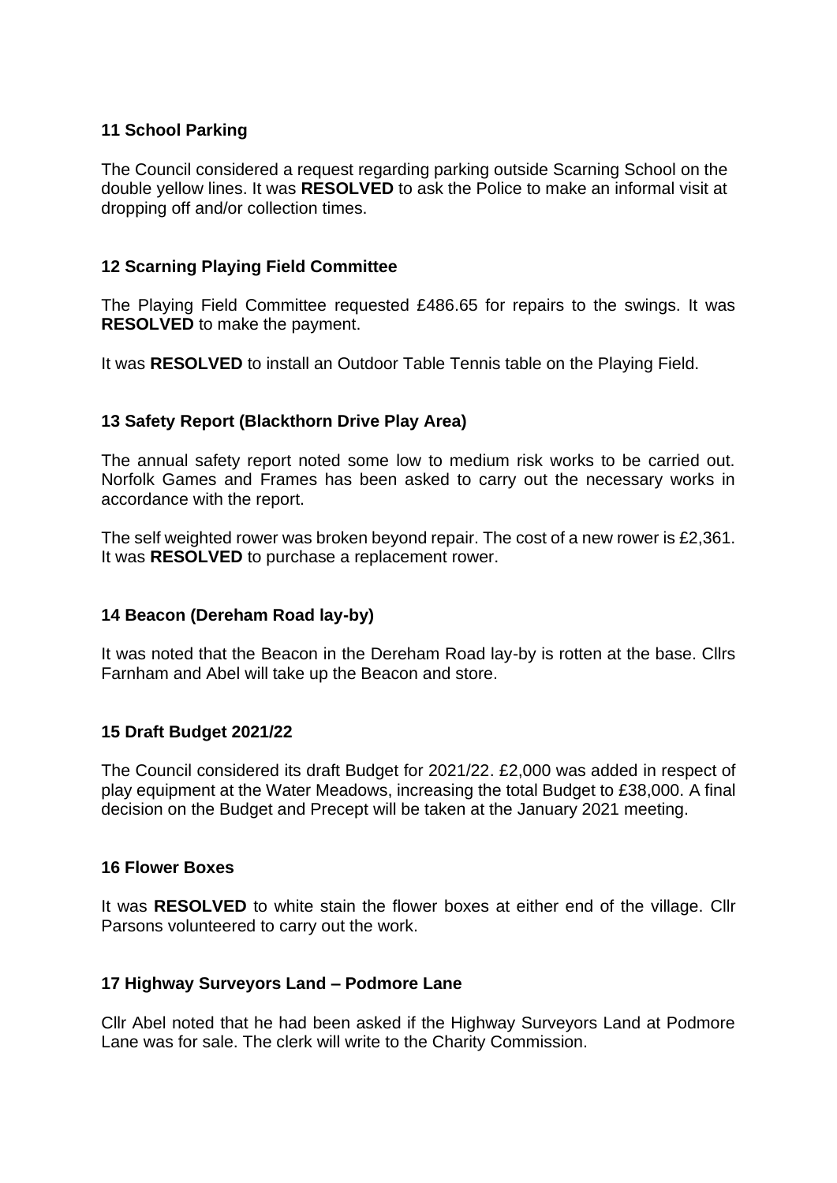### 11 School Parking

The Council considered a request regarding parking outside Scarning School on the double yellow lines. It was **RESOLVED** to ask the Police to make an informal visit at dropping off and/or collection times.

### 12 Scarning Playing Field Committee

The Playing Field Committee requested £486.65 for repairs to the swings. It was **RESOLVED** to make the payment.

It was **RESOLVED** to install an Outdoor Table Tennis table on the Playing Field.

### 13 Safety Report (Blackthorn Drive Play Area)

The annual safety report noted some low to medium risk works to be carried out. Norfolk Games and Frames has been asked to carry out the necessary works in accordance with the report.

The self weighted rower was broken beyond repair. The cost of a new rower is £2,361. It was **RESOLVED** to purchase a replacement rower.

### 14 Beacon (Dereham Road lay-by)

It was noted that the Beacon in the Dereham Road lay-by is rotten at the base. Cllrs Farnham and Abel will take up the Beacon and store.

### 15 Draft Budget 2021/22

The Council considered its draft Budget for 2021/22. £2,000 was added in respect of play equipment at the Water Meadows, increasing the total Budget to £38,000. A final decision on the Budget and Precept will be taken at the January 2021 meeting.

### 16 Flower Boxes

It was **RESOLVED** to white stain the flower boxes at either end of the village. Cllr Parsons volunteered to carry out the work.

### 17 Highway Surveyors Land – Podmore Lane

Cllr Abel noted that he had been asked if the Highway Surveyors Land at Podmore Lane was for sale. The clerk will write to the Charity Commission.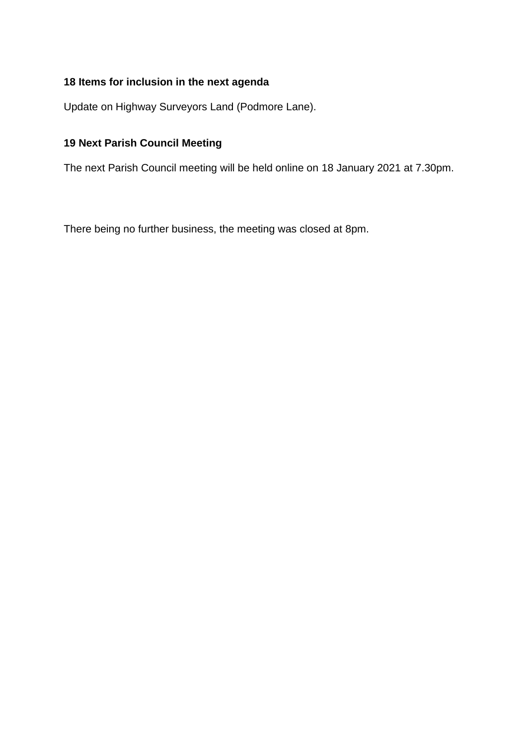**18 Items for inclusion in the next agenda**

Update on Highway Surveyors Land (Podmore Lane).

**19 Next Parish Council Meeting**

The next Parish Council meeting will be held online on 18 January 2021 at 7.30pm.

There being no further business, the meeting was closed at 8pm.